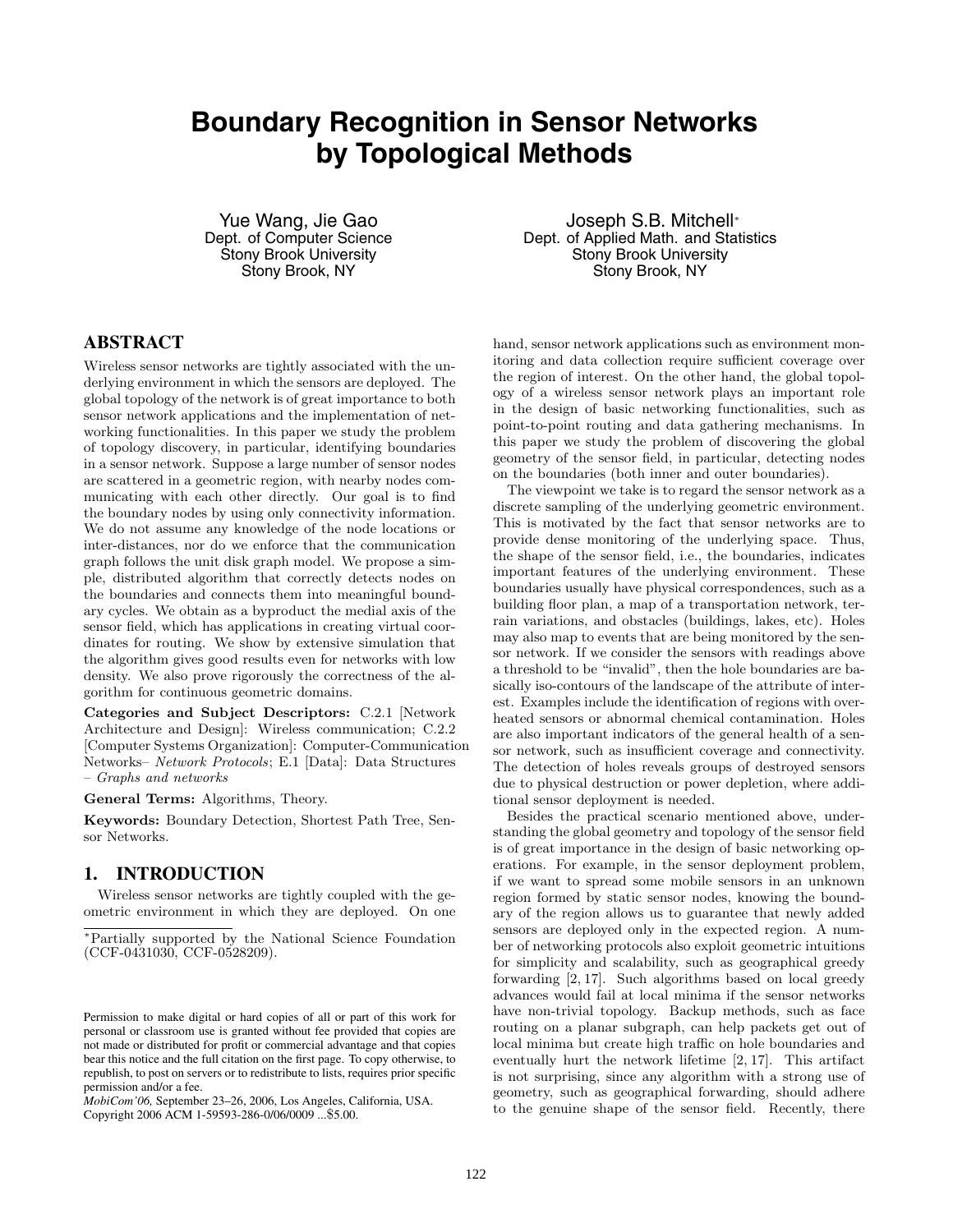# Boundary Recognition in Sensor Networks by Topological Methods

Yue Wang, Jie Gao
Dept. of Computer Science
Stony Brook University
Stony Brook, NY

Joseph S.B. Mitchell*
Dept. of Applied Math. and Statistics
Stony Brook University
Stony Brook, NY

## ABSTRACT

Wireless sensor networks are tightly associated with the underlying environment in which the sensors are deployed. The global topology of the network is of great importance to both sensor network applications and the implementation of networking functionalities. In this paper we study the problem of topology discovery, in particular, identifying boundaries in a sensor network. Suppose a large number of sensor nodes are scattered in a geometric region, with nearby nodes communicating with each other directly. Our goal is to find the boundary nodes by using only connectivity information. We do not assume any knowledge of the node locations or inter-distances, nor do we enforce that the communication graph follows the unit disk graph model. We propose a simple, distributed algorithm that correctly detects nodes on the boundaries and connects them into meaningful boundary cycles. We obtain as a byproduct the medial axis of the sensor field, which has applications in creating virtual coordinates for routing. We show by extensive simulation that the algorithm gives good results even for networks with low density. We also prove rigorously the correctness of the algorithm for continuous geometric domains.

**Categories and Subject Descriptors:** C.2.1 [Network Architecture and Design]: Wireless communication; C.2.2 [Computer Systems Organization]: Computer-Communication Networks– *Network Protocols*; E.1 [Data]: Data Structures – *Graphs and networks*

**General Terms:** Algorithms, Theory.

**Keywords:** Boundary Detection, Shortest Path Tree, Sensor Networks.

## 1. INTRODUCTION

Wireless sensor networks are tightly coupled with the geometric environment in which they are deployed. On one hand, sensor network applications such as environment monitoring and data collection require sufficient coverage over the region of interest. On the other hand, the global topology of a wireless sensor network plays an important role in the design of basic networking functionalities, such as point-to-point routing and data gathering mechanisms. In this paper we study the problem of discovering the global geometry of the sensor field, in particular, detecting nodes on the boundaries (both inner and outer boundaries).

The viewpoint we take is to regard the sensor network as a discrete sampling of the underlying geometric environment. This is motivated by the fact that sensor networks are to provide dense monitoring of the underlying space. Thus, the shape of the sensor field, i.e., the boundaries, indicates important features of the underlying environment. These boundaries usually have physical correspondences, such as a building floor plan, a map of a transportation network, terrain variations, and obstacles (buildings, lakes, etc). Holes may also map to events that are being monitored by the sensor network. If we consider the sensors with readings above a threshold to be "invalid", then the hole boundaries are basically iso-contours of the landscape of the attribute of interest. Examples include the identification of regions with overheated sensors or abnormal chemical contamination. Holes are also important indicators of the general health of a sensor network, such as insufficient coverage and connectivity. The detection of holes reveals groups of destroyed sensors due to physical destruction or power depletion, where additional sensor deployment is needed.

Besides the practical scenario mentioned above, understanding the global geometry and topology of the sensor field is of great importance in the design of basic networking operations. For example, in the sensor deployment problem, if we want to spread some mobile sensors in an unknown region formed by static sensor nodes, knowing the boundary of the region allows us to guarantee that newly added sensors are deployed only in the expected region. A number of networking protocols also exploit geometric intuitions for simplicity and scalability, such as geographical greedy forwarding [2, 17]. Such algorithms based on local greedy advances would fail at local minima if the sensor networks have non-trivial topology. Backup methods, such as face routing on a planar subgraph, can help packets get out of local minima but create high traffic on hole boundaries and eventually hurt the network lifetime [2, 17]. This artifact is not surprising, since any algorithm with a strong use of geometry, such as geographical forwarding, should adhere to the genuine shape of the sensor field. Recently, there

*Partially supported by the National Science Foundation (CCF-0431030, CCF-0528209).

Permission to make digital or hard copies of all or part of this work for personal or classroom use is granted without fee provided that copies are not made or distributed for profit or commercial advantage and that copies bear this notice and the full citation on the first page. To copy otherwise, to republish, to post on servers or to redistribute to lists, requires prior specific permission and/or a fee.
*MobiCom'06,* September 23–26, 2006, Los Angeles, California, USA.
Copyright 2006 ACM 1-59593-286-0/06/0009 ...$5.00.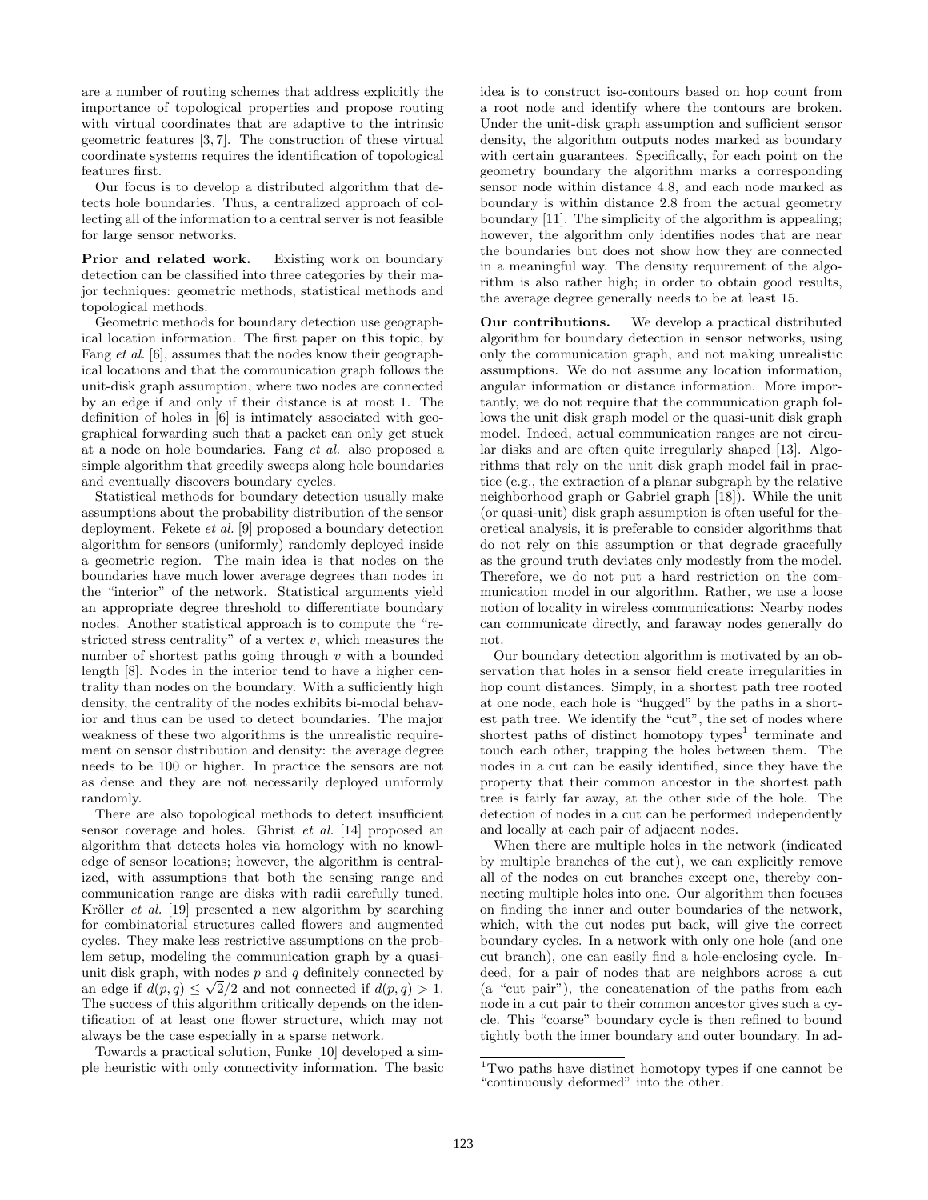are a number of routing schemes that address explicitly the importance of topological properties and propose routing with virtual coordinates that are adaptive to the intrinsic geometric features [3, 7]. The construction of these virtual coordinate systems requires the identification of topological features first.

Our focus is to develop a distributed algorithm that detects hole boundaries. Thus, a centralized approach of collecting all of the information to a central server is not feasible for large sensor networks.

**Prior and related work.** Existing work on boundary detection can be classified into three categories by their major techniques: geometric methods, statistical methods and topological methods.

Geometric methods for boundary detection use geographical location information. The first paper on this topic, by Fang *et al.* [6], assumes that the nodes know their geographical locations and that the communication graph follows the unit-disk graph assumption, where two nodes are connected by an edge if and only if their distance is at most 1. The definition of holes in [6] is intimately associated with geographical forwarding such that a packet can only get stuck at a node on hole boundaries. Fang *et al.* also proposed a simple algorithm that greedily sweeps along hole boundaries and eventually discovers boundary cycles.

Statistical methods for boundary detection usually make assumptions about the probability distribution of the sensor deployment. Fekete *et al.* [9] proposed a boundary detection algorithm for sensors (uniformly) randomly deployed inside a geometric region. The main idea is that nodes on the boundaries have much lower average degrees than nodes in the "interior" of the network. Statistical arguments yield an appropriate degree threshold to differentiate boundary nodes. Another statistical approach is to compute the "restricted stress centrality" of a vertex $v$, which measures the number of shortest paths going through $v$ with a bounded length [8]. Nodes in the interior tend to have a higher centrality than nodes on the boundary. With a sufficiently high density, the centrality of the nodes exhibits bi-modal behavior and thus can be used to detect boundaries. The major weakness of these two algorithms is the unrealistic requirement on sensor distribution and density: the average degree needs to be 100 or higher. In practice the sensors are not as dense and they are not necessarily deployed uniformly randomly.

There are also topological methods to detect insufficient sensor coverage and holes. Ghrist *et al.* [14] proposed an algorithm that detects holes via homology with no knowledge of sensor locations; however, the algorithm is centralized, with assumptions that both the sensing range and communication range are disks with radii carefully tuned. Kröller *et al.* [19] presented a new algorithm by searching for combinatorial structures called flowers and augmented cycles. They make less restrictive assumptions on the problem setup, modeling the communication graph by a quasi-unit disk graph, with nodes $p$ and $q$ definitely connected by an edge if $d(p, q) \le \sqrt{2}/2$ and not connected if $d(p, q) > 1$. The success of this algorithm critically depends on the identification of at least one flower structure, which may not always be the case especially in a sparse network.

Towards a practical solution, Funke [10] developed a simple heuristic with only connectivity information. The basic idea is to construct iso-contours based on hop count from a root node and identify where the contours are broken. Under the unit-disk graph assumption and sufficient sensor density, the algorithm outputs nodes marked as boundary with certain guarantees. Specifically, for each point on the geometry boundary the algorithm marks a corresponding sensor node within distance 4.8, and each node marked as boundary is within distance 2.8 from the actual geometry boundary [11]. The simplicity of the algorithm is appealing; however, the algorithm only identifies nodes that are near the boundaries but does not show how they are connected in a meaningful way. The density requirement of the algorithm is also rather high; in order to obtain good results, the average degree generally needs to be at least 15.

**Our contributions.** We develop a practical distributed algorithm for boundary detection in sensor networks, using only the communication graph, and not making unrealistic assumptions. We do not assume any location information, angular information or distance information. More importantly, we do not require that the communication graph follows the unit disk graph model or the quasi-unit disk graph model. Indeed, actual communication ranges are not circular disks and are often quite irregularly shaped [13]. Algorithms that rely on the unit disk graph model fail in practice (e.g., the extraction of a planar subgraph by the relative neighborhood graph or Gabriel graph [18]). While the unit (or quasi-unit) disk graph assumption is often useful for theoretical analysis, it is preferable to consider algorithms that do not rely on this assumption or that degrade gracefully as the ground truth deviates only modestly from the model. Therefore, we do not put a hard restriction on the communication model in our algorithm. Rather, we use a loose notion of locality in wireless communications: Nearby nodes can communicate directly, and faraway nodes generally do not.

Our boundary detection algorithm is motivated by an observation that holes in a sensor field create irregularities in hop count distances. Simply, in a shortest path tree rooted at one node, each hole is "hugged" by the paths in a shortest path tree. We identify the "cut", the set of nodes where shortest paths of distinct homotopy types[1] terminate and touch each other, trapping the holes between them. The nodes in a cut can be easily identified, since they have the property that their common ancestor in the shortest path tree is fairly far away, at the other side of the hole. The detection of nodes in a cut can be performed independently and locally at each pair of adjacent nodes.

When there are multiple holes in the network (indicated by multiple branches of the cut), we can explicitly remove all of the nodes on cut branches except one, thereby connecting multiple holes into one. Our algorithm then focuses on finding the inner and outer boundaries of the network, which, with the cut nodes put back, will give the correct boundary cycles. In a network with only one hole (and one cut branch), one can easily find a hole-enclosing cycle. Indeed, for a pair of nodes that are neighbors across a cut (a "cut pair"), the concatenation of the paths from each node in a cut pair to their common ancestor gives such a cycle. This "coarse" boundary cycle is then refined to bound tightly both the inner boundary and outer boundary. In ad-

[1] Two paths have distinct homotopy types if one cannot be "continuously deformed" into the other.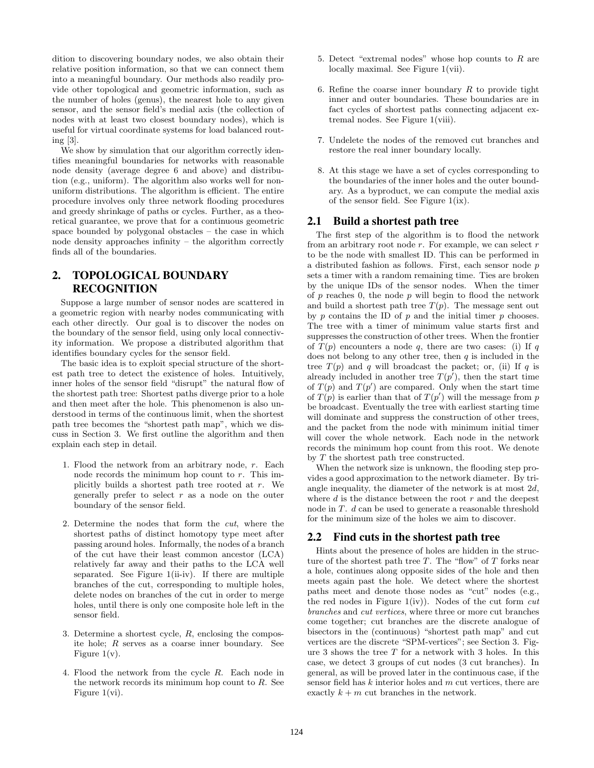dition to discovering boundary nodes, we also obtain their relative position information, so that we can connect them into a meaningful boundary. Our methods also readily provide other topological and geometric information, such as the number of holes (genus), the nearest hole to any given sensor, and the sensor field's medial axis (the collection of nodes with at least two closest boundary nodes), which is useful for virtual coordinate systems for load balanced routing [3].

We show by simulation that our algorithm correctly identifies meaningful boundaries for networks with reasonable node density (average degree 6 and above) and distribution (e.g., uniform). The algorithm also works well for nonuniform distributions. The algorithm is efficient. The entire procedure involves only three network flooding procedures and greedy shrinkage of paths or cycles. Further, as a theoretical guarantee, we prove that for a continuous geometric space bounded by polygonal obstacles – the case in which node density approaches infinity – the algorithm correctly finds all of the boundaries.

## 2. TOPOLOGICAL BOUNDARY RECOGNITION

Suppose a large number of sensor nodes are scattered in a geometric region with nearby nodes communicating with each other directly. Our goal is to discover the nodes on the boundary of the sensor field, using only local connectivity information. We propose a distributed algorithm that identifies boundary cycles for the sensor field.

The basic idea is to exploit special structure of the shortest path tree to detect the existence of holes. Intuitively, inner holes of the sensor field "disrupt" the natural flow of the shortest path tree: Shortest paths diverge prior to a hole and then meet after the hole. This phenomenon is also understood in terms of the continuous limit, when the shortest path tree becomes the "shortest path map", which we discuss in Section 3. We first outline the algorithm and then explain each step in detail.

1. Flood the network from an arbitrary node, $r$. Each node records the minimum hop count to $r$. This implicitly builds a shortest path tree rooted at $r$. We generally prefer to select $r$ as a node on the outer boundary of the sensor field.

2. Determine the nodes that form the *cut*, where the shortest paths of distinct homotopy type meet after passing around holes. Informally, the nodes of a branch of the cut have their least common ancestor (LCA) relatively far away and their paths to the LCA well separated. See Figure 1(ii-iv). If there are multiple branches of the cut, corresponding to multiple holes, delete nodes on branches of the cut in order to merge holes, until there is only one composite hole left in the sensor field.

3. Determine a shortest cycle, $R$, enclosing the composite hole; $R$ serves as a coarse inner boundary. See Figure 1(v).

4. Flood the network from the cycle $R$. Each node in the network records its minimum hop count to $R$. See Figure 1(vi).

5. Detect "extremal nodes" whose hop counts to $R$ are locally maximal. See Figure 1(vii).

6. Refine the coarse inner boundary $R$ to provide tight inner and outer boundaries. These boundaries are in fact cycles of shortest paths connecting adjacent extremal nodes. See Figure 1(viii).

7. Undelete the nodes of the removed cut branches and restore the real inner boundary locally.

8. At this stage we have a set of cycles corresponding to the boundaries of the inner holes and the outer boundary. As a byproduct, we can compute the medial axis of the sensor field. See Figure 1(ix).

### 2.1 Build a shortest path tree

The first step of the algorithm is to flood the network from an arbitrary root node $r$. For example, we can select $r$ to be the node with smallest ID. This can be performed in a distributed fashion as follows. First, each sensor node $p$ sets a timer with a random remaining time. Ties are broken by the unique IDs of the sensor nodes. When the timer of $p$ reaches 0, the node $p$ will begin to flood the network and build a shortest path tree $T(p)$. The message sent out by $p$ contains the ID of $p$ and the initial timer $p$ chooses. The tree with a timer of minimum value starts first and suppresses the construction of other trees. When the frontier of $T(p)$ encounters a node $q$, there are two cases: (i) If $q$ does not belong to any other tree, then $q$ is included in the tree $T(p)$ and $q$ will broadcast the packet; or, (ii) If $q$ is already included in another tree $T(p')$, then the start time of $T(p)$ and $T(p')$ are compared. Only when the start time of $T(p)$ is earlier than that of $T(p')$ will the message from $p$ be broadcast. Eventually the tree with earliest starting time will dominate and suppress the construction of other trees, and the packet from the node with minimum initial timer will cover the whole network. Each node in the network records the minimum hop count from this root. We denote by $T$ the shortest path tree constructed.

When the network size is unknown, the flooding step provides a good approximation to the network diameter. By triangle inequality, the diameter of the network is at most $2d$, where $d$ is the distance between the root $r$ and the deepest node in $T$. $d$ can be used to generate a reasonable threshold for the minimum size of the holes we aim to discover.

### 2.2 Find cuts in the shortest path tree

Hints about the presence of holes are hidden in the structure of the shortest path tree $T$. The "flow" of $T$ forks near a hole, continues along opposite sides of the hole and then meets again past the hole. We detect where the shortest paths meet and denote those nodes as "cut" nodes (e.g., the red nodes in Figure 1(iv)). Nodes of the cut form *cut branches* and *cut vertices*, where three or more cut branches come together; cut branches are the discrete analogue of bisectors in the (continuous) "shortest path map" and cut vertices are the discrete "SPM-vertices"; see Section 3. Figure 3 shows the tree $T$ for a network with 3 holes. In this case, we detect 3 groups of cut nodes (3 cut branches). In general, as will be proved later in the continuous case, if the sensor field has $k$ interior holes and $m$ cut vertices, there are exactly $k + m$ cut branches in the network.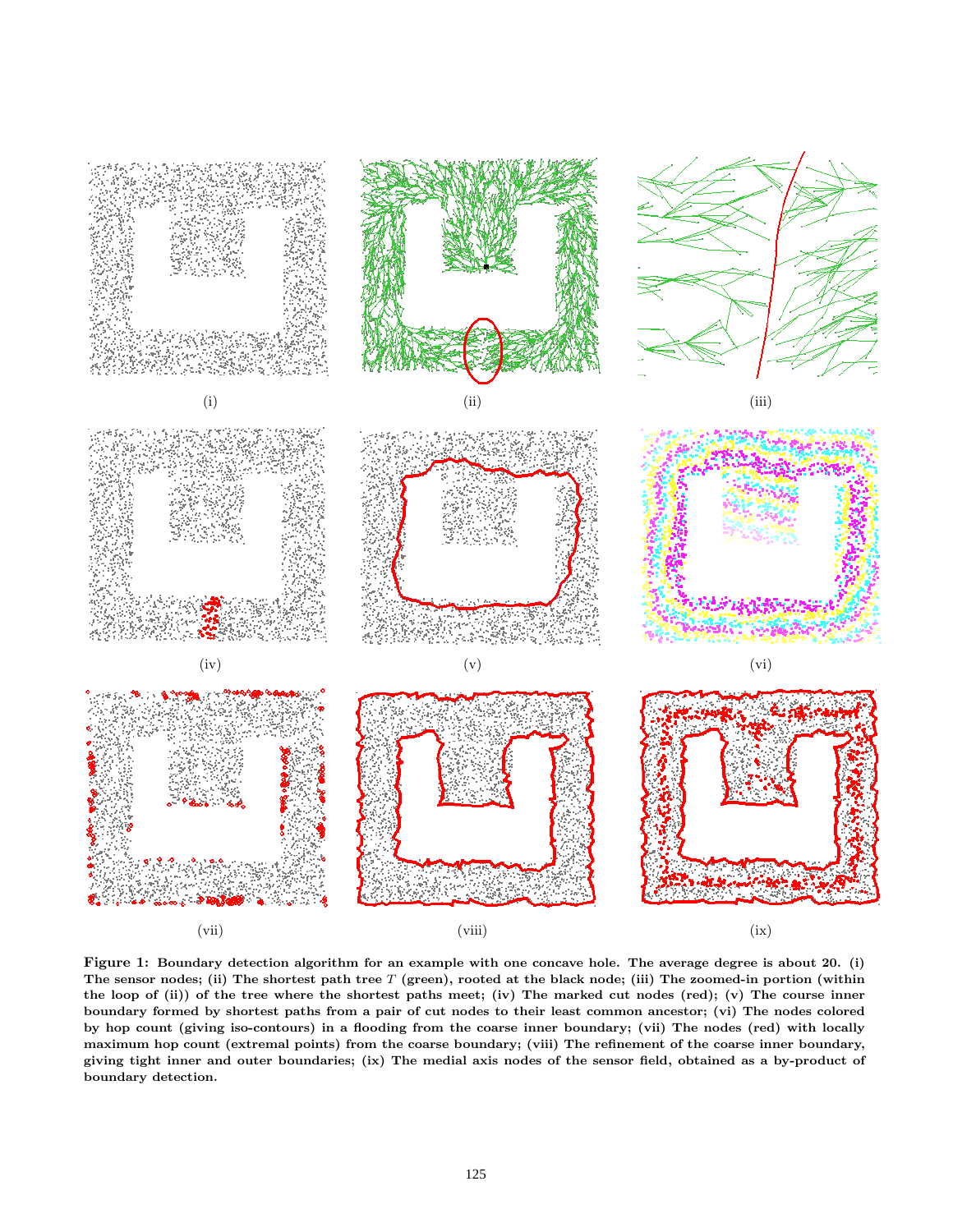(i)

(ii)

(iii)

(iv)

(v)

(vi)

(vii)

(viii)

(ix)

**Figure 1: Boundary detection algorithm for an example with one concave hole. The average degree is about 20. (i) The sensor nodes; (ii) The shortest path tree $T$ (green), rooted at the black node; (iii) The zoomed-in portion (within the loop of (ii)) of the tree where the shortest paths meet; (iv) The marked cut nodes (red); (v) The course inner boundary formed by shortest paths from a pair of cut nodes to their least common ancestor; (vi) The nodes colored by hop count (giving iso-contours) in a flooding from the coarse inner boundary; (vii) The nodes (red) with locally maximum hop count (extremal points) from the coarse boundary; (viii) The refinement of the coarse inner boundary, giving tight inner and outer boundaries; (ix) The medial axis nodes of the sensor field, obtained as a by-product of boundary detection.**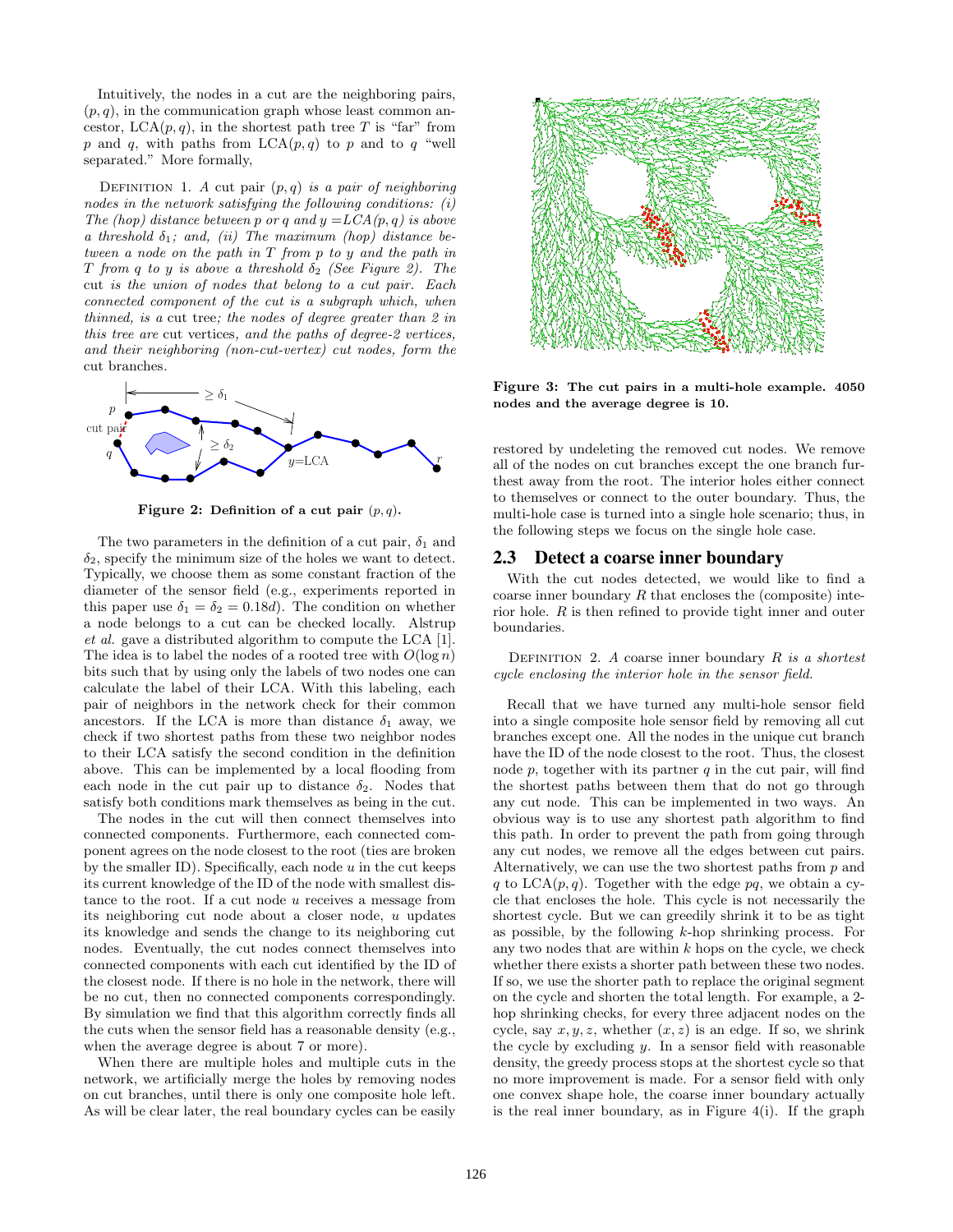Intuitively, the nodes in a cut are the neighboring pairs, $(p, q)$, in the communication graph whose least common ancestor, $\text{LCA}(p, q)$, in the shortest path tree $T$ is "far" from $p$ and $q$, with paths from $\text{LCA}(p, q)$ to $p$ and to $q$ "well separated." More formally,

Definition 1. *A* cut pair $(p, q)$ *is a pair of neighboring nodes in the network satisfying the following conditions: (i) The (hop) distance between p or q and $y = LCA(p, q)$ is above a threshold $\delta_1$; and, (ii) The maximum (hop) distance between a node on the path in T from p to y and the path in T from q to y is above a threshold $\delta_2$ (See Figure 2). The* cut *is the union of nodes that belong to a cut pair. Each connected component of the cut is a subgraph which, when thinned, is a* cut tree*; the nodes of degree greater than 2 in this tree are* cut vertices*, and the paths of degree-2 vertices, and their neighboring (non-cut-vertex) cut nodes, form the* cut branches.

**Figure 2: Definition of a cut pair $(p, q)$.**

The two parameters in the definition of a cut pair, $\delta_1$ and $\delta_2$, specify the minimum size of the holes we want to detect. Typically, we choose them as some constant fraction of the diameter of the sensor field (e.g., experiments reported in this paper use $\delta_1 = \delta_2 = 0.18d$). The condition on whether a node belongs to a cut can be checked locally. Alstrup *et al.* gave a distributed algorithm to compute the LCA [1]. The idea is to label the nodes of a rooted tree with $O(\log n)$ bits such that by using only the labels of two nodes one can calculate the label of their LCA. With this labeling, each pair of neighbors in the network check for their common ancestors. If the LCA is more than distance $\delta_1$ away, we check if two shortest paths from these two neighbor nodes to their LCA satisfy the second condition in the definition above. This can be implemented by a local flooding from each node in the cut pair up to distance $\delta_2$. Nodes that satisfy both conditions mark themselves as being in the cut.

The nodes in the cut will then connect themselves into connected components. Furthermore, each connected component agrees on the node closest to the root (ties are broken by the smaller ID). Specifically, each node $u$ in the cut keeps its current knowledge of the ID of the node with smallest distance to the root. If a cut node $u$ receives a message from its neighboring cut node about a closer node, $u$ updates its knowledge and sends the change to its neighboring cut nodes. Eventually, the cut nodes connect themselves into connected components with each cut identified by the ID of the closest node. If there is no hole in the network, there will be no cut, then no connected components correspondingly. By simulation we find that this algorithm correctly finds all the cuts when the sensor field has a reasonable density (e.g., when the average degree is about 7 or more).

When there are multiple holes and multiple cuts in the network, we artificially merge the holes by removing nodes on cut branches, until there is only one composite hole left. As will be clear later, the real boundary cycles can be easily restored by undeleting the removed cut nodes. We remove all of the nodes on cut branches except the one branch furthest away from the root. The interior holes either connect to themselves or connect to the outer boundary. Thus, the multi-hole case is turned into a single hole scenario; thus, in the following steps we focus on the single hole case.

**Figure 3: The cut pairs in a multi-hole example. 4050 nodes and the average degree is 10.**

## 2.3 Detect a coarse inner boundary

With the cut nodes detected, we would like to find a coarse inner boundary $R$ that encloses the (composite) interior hole. $R$ is then refined to provide tight inner and outer boundaries.

Definition 2. *A coarse inner boundary $R$ is a shortest cycle enclosing the interior hole in the sensor field.*

Recall that we have turned any multi-hole sensor field into a single composite hole sensor field by removing all cut branches except one. All the nodes in the unique cut branch have the ID of the node closest to the root. Thus, the closest node $p$, together with its partner $q$ in the cut pair, will find the shortest paths between them that do not go through any cut node. This can be implemented in two ways. An obvious way is to use any shortest path algorithm to find this path. In order to prevent the path from going through any cut nodes, we remove all the edges between cut pairs. Alternatively, we can use the two shortest paths from $p$ and $q$ to $\text{LCA}(p, q)$. Together with the edge $pq$, we obtain a cycle that encloses the hole. This cycle is not necessarily the shortest cycle. But we can greedily shrink it to be as tight as possible, by the following $k$-hop shrinking process. For any two nodes that are within $k$ hops on the cycle, we check whether there exists a shorter path between these two nodes. If so, we use the shorter path to replace the original segment on the cycle and shorten the total length. For example, a 2-hop shrinking checks, for every three adjacent nodes on the cycle, say $x, y, z$, whether $(x, z)$ is an edge. If so, we shrink the cycle by excluding $y$. In a sensor field with reasonable density, the greedy process stops at the shortest cycle so that no more improvement is made. For a sensor field with only one convex shape hole, the coarse inner boundary actually is the real inner boundary, as in Figure 4(i). If the graph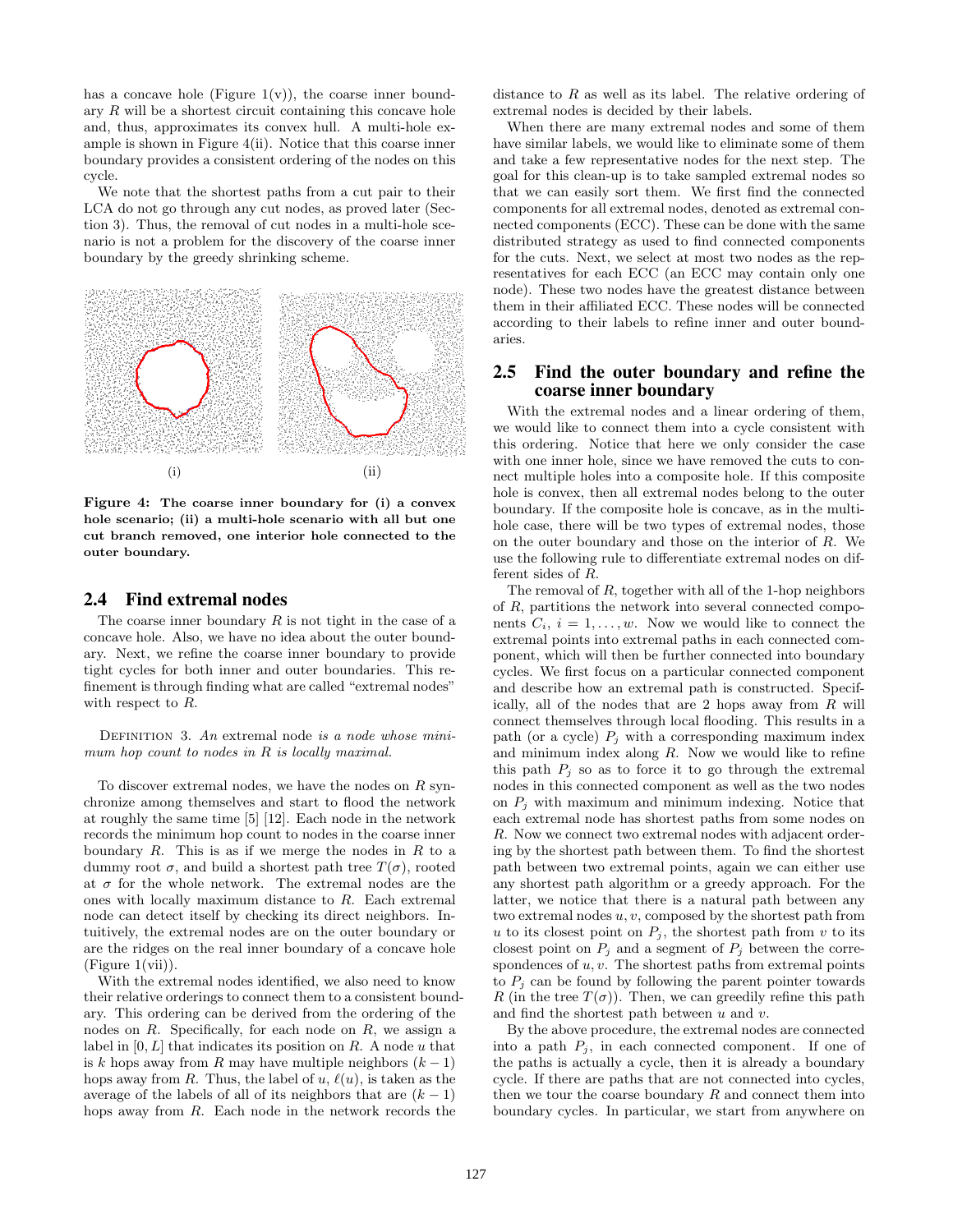has a concave hole (Figure 1(v)), the coarse inner boundary $R$ will be a shortest circuit containing this concave hole and, thus, approximates its convex hull. A multi-hole example is shown in Figure 4(ii). Notice that this coarse inner boundary provides a consistent ordering of the nodes on this cycle.

We note that the shortest paths from a cut pair to their LCA do not go through any cut nodes, as proved later (Section 3). Thus, the removal of cut nodes in a multi-hole scenario is not a problem for the discovery of the coarse inner boundary by the greedy shrinking scheme.

(i)

(ii)

**Figure 4: The coarse inner boundary for (i) a convex hole scenario; (ii) a multi-hole scenario with all but one cut branch removed, one interior hole connected to the outer boundary.**

## 2.4 Find extremal nodes

The coarse inner boundary $R$ is not tight in the case of a concave hole. Also, we have no idea about the outer boundary. Next, we refine the coarse inner boundary to provide tight cycles for both inner and outer boundaries. This refinement is through finding what are called "extremal nodes" with respect to $R$.

Definition 3. *An* extremal node *is a node whose minimum hop count to nodes in $R$ is locally maximal.*

To discover extremal nodes, we have the nodes on $R$ synchronize among themselves and start to flood the network at roughly the same time [5] [12]. Each node in the network records the minimum hop count to nodes in the coarse inner boundary $R$. This is as if we merge the nodes in $R$ to a dummy root $\sigma$, and build a shortest path tree $T(\sigma)$, rooted at $\sigma$ for the whole network. The extremal nodes are the ones with locally maximum distance to $R$. Each extremal node can detect itself by checking its direct neighbors. Intuitively, the extremal nodes are on the outer boundary or are the ridges on the real inner boundary of a concave hole (Figure 1(vii)).

With the extremal nodes identified, we also need to know their relative orderings to connect them to a consistent boundary. This ordering can be derived from the ordering of the nodes on $R$. Specifically, for each node on $R$, we assign a label in $[0, L]$ that indicates its position on $R$. A node $u$ that is $k$ hops away from $R$ may have multiple neighbors $(k-1)$ hops away from $R$. Thus, the label of $u$, $\ell(u)$, is taken as the average of the labels of all of its neighbors that are $(k-1)$ hops away from $R$. Each node in the network records the distance to $R$ as well as its label. The relative ordering of extremal nodes is decided by their labels.

When there are many extremal nodes and some of them have similar labels, we would like to eliminate some of them and take a few representative nodes for the next step. The goal for this clean-up is to take sampled extremal nodes so that we can easily sort them. We first find the connected components for all extremal nodes, denoted as extremal connected components (ECC). These can be done with the same distributed strategy as used to find connected components for the cuts. Next, we select at most two nodes as the representatives for each ECC (an ECC may contain only one node). These two nodes have the greatest distance between them in their affiliated ECC. These nodes will be connected according to their labels to refine inner and outer boundaries.

## 2.5 Find the outer boundary and refine the coarse inner boundary

With the extremal nodes and a linear ordering of them, we would like to connect them into a cycle consistent with this ordering. Notice that here we only consider the case with one inner hole, since we have removed the cuts to connect multiple holes into a composite hole. If this composite hole is convex, then all extremal nodes belong to the outer boundary. If the composite hole is concave, as in the multi-hole case, there will be two types of extremal nodes, those on the outer boundary and those on the interior of $R$. We use the following rule to differentiate extremal nodes on different sides of $R$.

The removal of $R$, together with all of the 1-hop neighbors of $R$, partitions the network into several connected components $C_i$, $i = 1, \ldots, w$. Now we would like to connect the extremal points into extremal paths in each connected component, which will then be further connected into boundary cycles. We first focus on a particular connected component and describe how an extremal path is constructed. Specifically, all of the nodes that are 2 hops away from $R$ will connect themselves through local flooding. This results in a path (or a cycle) $P_j$ with a corresponding maximum index and minimum index along $R$. Now we would like to refine this path $P_j$ so as to force it to go through the extremal nodes in this connected component as well as the two nodes on $P_j$ with maximum and minimum indexing. Notice that each extremal node has shortest paths from some nodes on $R$. Now we connect two extremal nodes with adjacent ordering by the shortest path between them. To find the shortest path between two extremal points, again we can either use any shortest path algorithm or a greedy approach. For the latter, we notice that there is a natural path between any two extremal nodes $u, v$, composed by the shortest path from $u$ to its closest point on $P_j$, the shortest path from $v$ to its closest point on $P_j$ and a segment of $P_j$ between the correspondences of $u, v$. The shortest paths from extremal points to $P_j$ can be found by following the parent pointer towards $R$ (in the tree $T(\sigma)$). Then, we can greedily refine this path and find the shortest path between $u$ and $v$.

By the above procedure, the extremal nodes are connected into a path $P_j$, in each connected component. If one of the paths is actually a cycle, then it is already a boundary cycle. If there are paths that are not connected into cycles, then we tour the coarse boundary $R$ and connect them into boundary cycles. In particular, we start from anywhere on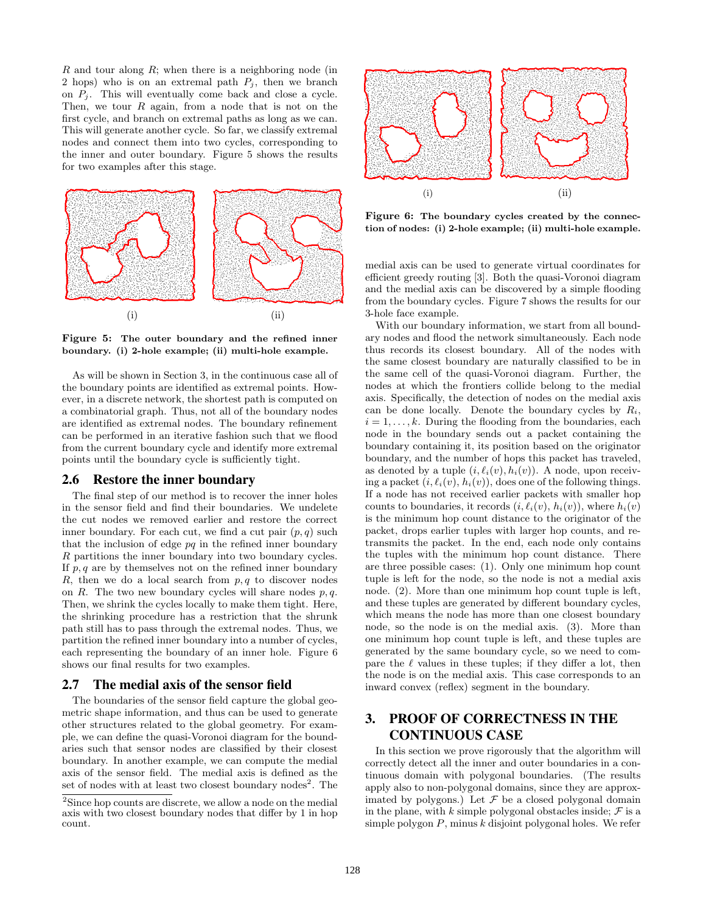$R$ and tour along $R$; when there is a neighboring node (in 2 hops) who is on an extremal path $P_j$, then we branch on $P_j$. This will eventually come back and close a cycle. Then, we tour $R$ again, from a node that is not on the first cycle, and branch on extremal paths as long as we can. This will generate another cycle. So far, we classify extremal nodes and connect them into two cycles, corresponding to the inner and outer boundary. Figure 5 shows the results for two examples after this stage.

(i) (ii)

**Figure 5: The outer boundary and the refined inner boundary. (i) 2-hole example; (ii) multi-hole example.**

As will be shown in Section 3, in the continuous case all of the boundary points are identified as extremal points. However, in a discrete network, the shortest path is computed on a combinatorial graph. Thus, not all of the boundary nodes are identified as extremal nodes. The boundary refinement can be performed in an iterative fashion such that we flood from the current boundary cycle and identify more extremal points until the boundary cycle is sufficiently tight.

### 2.6 Restore the inner boundary

The final step of our method is to recover the inner holes in the sensor field and find their boundaries. We undelete the cut nodes we removed earlier and restore the correct inner boundary. For each cut, we find a cut pair $(p, q)$ such that the inclusion of edge $pq$ in the refined inner boundary $R$ partitions the inner boundary into two boundary cycles. If $p, q$ are by themselves not on the refined inner boundary $R$, then we do a local search from $p, q$ to discover nodes on $R$. The two new boundary cycles will share nodes $p, q$. Then, we shrink the cycles locally to make them tight. Here, the shrinking procedure has a restriction that the shrunk path still has to pass through the extremal nodes. Thus, we partition the refined inner boundary into a number of cycles, each representing the boundary of an inner hole. Figure 6 shows our final results for two examples.

### 2.7 The medial axis of the sensor field

The boundaries of the sensor field capture the global geometric shape information, and thus can be used to generate other structures related to the global geometry. For example, we can define the quasi-Voronoi diagram for the boundaries such that sensor nodes are classified by their closest boundary. In another example, we can compute the medial axis of the sensor field. The medial axis is defined as the set of nodes with at least two closest boundary nodes[2]. The medial axis can be used to generate virtual coordinates for efficient greedy routing [3]. Both the quasi-Voronoi diagram and the medial axis can be discovered by a simple flooding from the boundary cycles. Figure 7 shows the results for our 3-hole face example.

[2] Since hop counts are discrete, we allow a node on the medial axis with two closest boundary nodes that differ by 1 in hop count.

(i) (ii)

**Figure 6: The boundary cycles created by the connection of nodes: (i) 2-hole example; (ii) multi-hole example.**

With our boundary information, we start from all boundary nodes and flood the network simultaneously. Each node thus records its closest boundary. All of the nodes with the same closest boundary are naturally classified to be in the same cell of the quasi-Voronoi diagram. Further, the nodes at which the frontiers collide belong to the medial axis. Specifically, the detection of nodes on the medial axis can be done locally. Denote the boundary cycles by $R_i$, $i = 1, \ldots, k$. During the flooding from the boundaries, each node in the boundary sends out a packet containing the boundary cycle containing it, its position based on the originator boundary, and the number of hops this packet has traveled, as denoted by a tuple $(i, \ell_i(v), h_i(v))$. A node, upon receiving a packet $(i, \ell_i(v), h_i(v))$, does one of the following things. If a node has not received earlier packets with smaller hop counts to boundaries, it records $(i, \ell_i(v), h_i(v))$, where $h_i(v)$ is the minimum hop count distance to the originator of the packet, drops earlier tuples with larger hop counts, and retransmits the packet. In the end, each node only contains the tuples with the minimum hop count distance. There are three possible cases: (1). Only one minimum hop count tuple is left for the node, so the node is not a medial axis node. (2). More than one minimum hop count tuple is left, and these tuples are generated by different boundary cycles, which means the node has more than one closest boundary node, so the node is on the medial axis. (3). More than one minimum hop count tuple is left, and these tuples are generated by the same boundary cycle, so we need to compare the $\ell$ values in these tuples; if they differ a lot, then the node is on the medial axis. This case corresponds to an inward convex (reflex) segment in the boundary.

## 3. PROOF OF CORRECTNESS IN THE CONTINUOUS CASE

In this section we prove rigorously that the algorithm will correctly detect all the inner and outer boundaries in a continuous domain with polygonal boundaries. (The results apply also to non-polygonal domains, since they are approximated by polygons.) Let $\mathcal{F}$ be a closed polygonal domain in the plane, with $k$ simple polygonal obstacles inside; $\mathcal{F}$ is a simple polygon $P$, minus $k$ disjoint polygonal holes. We refer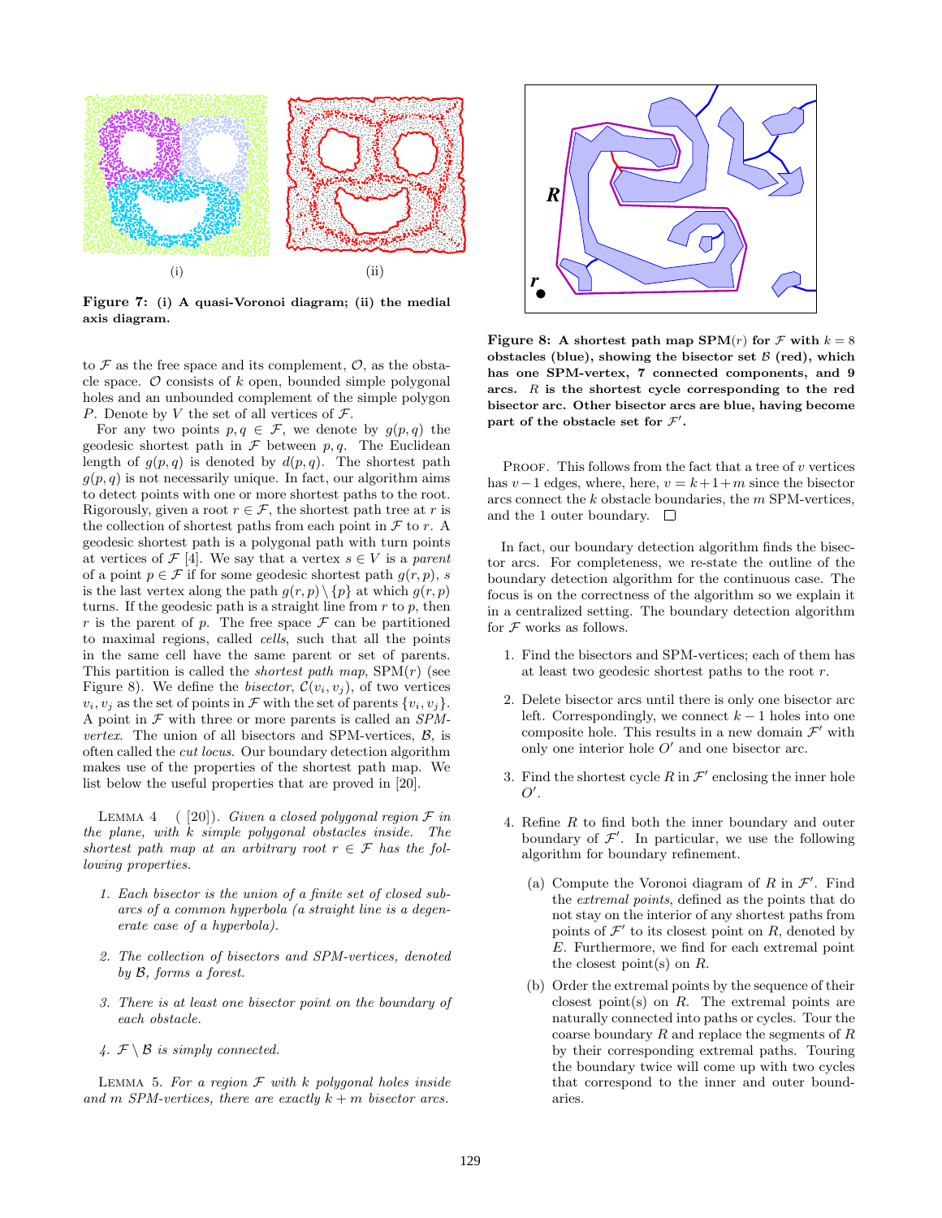**Figure 7: (i) A quasi-Voronoi diagram; (ii) the medial axis diagram.**

to $\mathcal{F}$ as the free space and its complement, $\mathcal{O}$, as the obstacle space. $\mathcal{O}$ consists of $k$ open, bounded simple polygonal holes and an unbounded complement of the simple polygon $P$. Denote by $V$ the set of all vertices of $\mathcal{F}$.

For any two points $p, q \in \mathcal{F}$, we denote by $g(p, q)$ the geodesic shortest path in $\mathcal{F}$ between $p, q$. The Euclidean length of $g(p, q)$ is denoted by $d(p, q)$. The shortest path $g(p, q)$ is not necessarily unique. In fact, our algorithm aims to detect points with one or more shortest paths to the root. Rigorously, given a root $r \in \mathcal{F}$, the shortest path tree at $r$ is the collection of shortest paths from each point in $\mathcal{F}$ to $r$. A geodesic shortest path is a polygonal path with turn points at vertices of $\mathcal{F}$ [4]. We say that a vertex $s \in V$ is a *parent* of a point $p \in \mathcal{F}$ if for some geodesic shortest path $g(r, p)$, $s$ is the last vertex along the path $g(r, p) \setminus \{p\}$ at which $g(r, p)$ turns. If the geodesic path is a straight line from $r$ to $p$, then $r$ is the parent of $p$. The free space $\mathcal{F}$ can be partitioned to maximal regions, called *cells*, such that all the points in the same cell have the same parent or set of parents. This partition is called the *shortest path map*, $\mathrm{SPM}(r)$ (see Figure 8). We define the *bisector*, $\mathcal{C}(v_i, v_j)$, of two vertices $v_i, v_j$ as the set of points in $\mathcal{F}$ with the set of parents $\{v_i, v_j\}$. A point in $\mathcal{F}$ with three or more parents is called an *SPM-vertex*. The union of all bisectors and SPM-vertices, $\mathcal{B}$, is often called the *cut locus*. Our boundary detection algorithm makes use of the properties of the shortest path map. We list below the useful properties that are proved in [20].

Lemma 4 ([20]). *Given a closed polygonal region $\mathcal{F}$ in the plane, with $k$ simple polygonal obstacles inside. The shortest path map at an arbitrary root $r \in \mathcal{F}$ has the following properties.*

1. *Each bisector is the union of a finite set of closed subarcs of a common hyperbola (a straight line is a degenerate case of a hyperbola).*
2. *The collection of bisectors and SPM-vertices, denoted by $\mathcal{B}$, forms a forest.*
3. *There is at least one bisector point on the boundary of each obstacle.*
4. *$\mathcal{F} \setminus \mathcal{B}$ is simply connected.*

Lemma 5. *For a region $\mathcal{F}$ with $k$ polygonal holes inside and $m$ SPM-vertices, there are exactly $k + m$ bisector arcs.*

**Figure 8: A shortest path map $\mathrm{SPM}(r)$ for $\mathcal{F}$ with $k = 8$ obstacles (blue), showing the bisector set $\mathcal{B}$ (red), which has one SPM-vertex, 7 connected components, and 9 arcs. $R$ is the shortest cycle corresponding to the red bisector arc. Other bisector arcs are blue, having become part of the obstacle set for $\mathcal{F}'$.**

Proof. This follows from the fact that a tree of $v$ vertices has $v - 1$ edges, where, here, $v = k + 1 + m$ since the bisector arcs connect the $k$ obstacle boundaries, the $m$ SPM-vertices, and the 1 outer boundary. □

In fact, our boundary detection algorithm finds the bisector arcs. For completeness, we re-state the outline of the boundary detection algorithm for the continuous case. The focus is on the correctness of the algorithm so we explain it in a centralized setting. The boundary detection algorithm for $\mathcal{F}$ works as follows.

1. Find the bisectors and SPM-vertices; each of them has at least two geodesic shortest paths to the root $r$.
2. Delete bisector arcs until there is only one bisector arc left. Correspondingly, we connect $k - 1$ holes into one composite hole. This results in a new domain $\mathcal{F}'$ with only one interior hole $O'$ and one bisector arc.
3. Find the shortest cycle $R$ in $\mathcal{F}'$ enclosing the inner hole $O'$.
4. Refine $R$ to find both the inner boundary and outer boundary of $\mathcal{F}'$. In particular, we use the following algorithm for boundary refinement.
   - (a) Compute the Voronoi diagram of $R$ in $\mathcal{F}'$. Find the *extremal points*, defined as the points that do not stay on the interior of any shortest paths from points of $\mathcal{F}'$ to its closest point on $R$, denoted by $E$. Furthermore, we find for each extremal point the closest point(s) on $R$.
   - (b) Order the extremal points by the sequence of their closest point(s) on $R$. The extremal points are naturally connected into paths or cycles. Tour the coarse boundary $R$ and replace the segments of $R$ by their corresponding extremal paths. Touring the boundary twice will come up with two cycles that correspond to the inner and outer boundaries.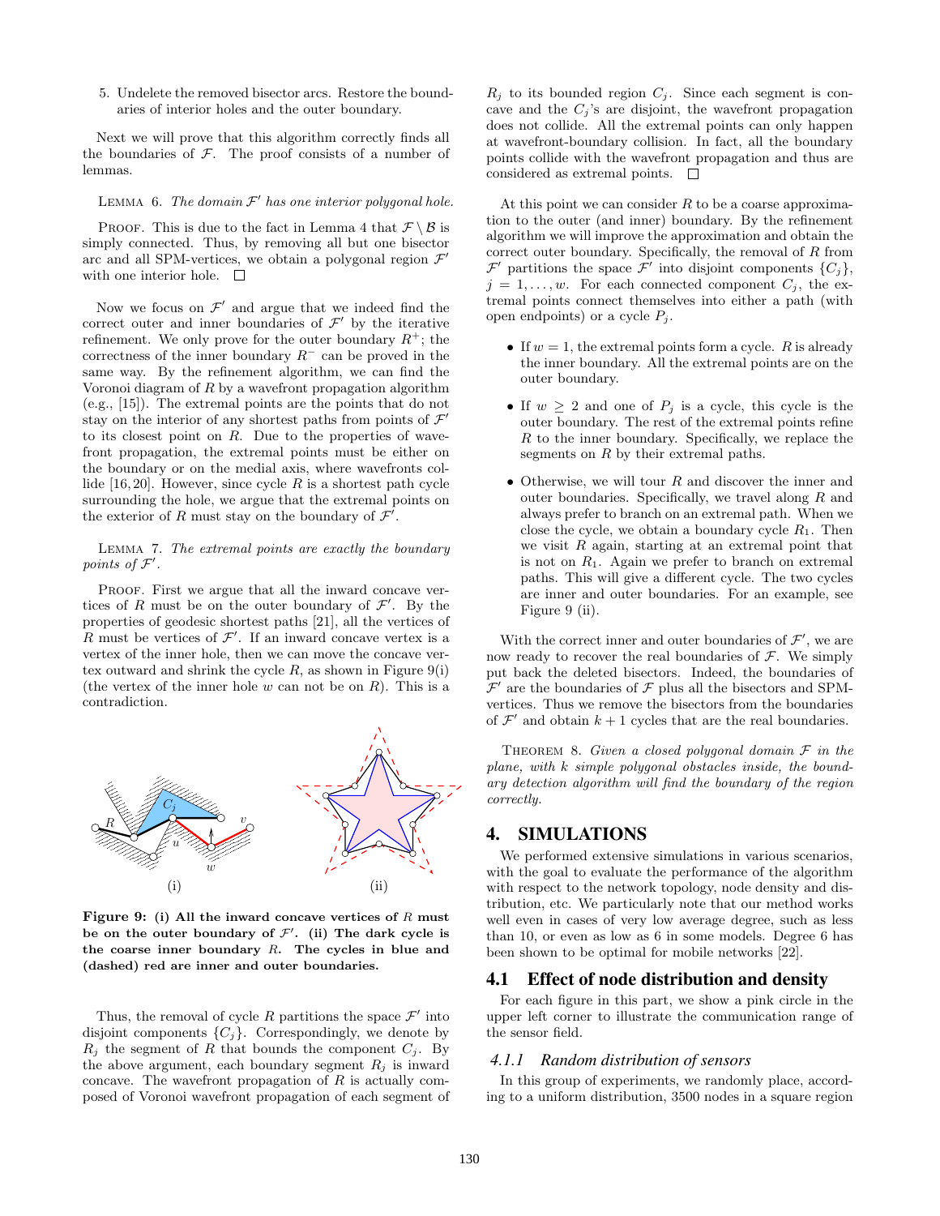5. Undelete the removed bisector arcs. Restore the boundaries of interior holes and the outer boundary.

Next we will prove that this algorithm correctly finds all the boundaries of $\mathcal{F}$. The proof consists of a number of lemmas.

LEMMA 6. *The domain $\mathcal{F}'$ has one interior polygonal hole.*

PROOF. This is due to the fact in Lemma 4 that $\mathcal{F} \setminus \mathcal{B}$ is simply connected. Thus, by removing all but one bisector arc and all SPM-vertices, we obtain a polygonal region $\mathcal{F}'$ with one interior hole. □

Now we focus on $\mathcal{F}'$ and argue that we indeed find the correct outer and inner boundaries of $\mathcal{F}'$ by the iterative refinement. We only prove for the outer boundary $R^+$; the correctness of the inner boundary $R^-$ can be proved in the same way. By the refinement algorithm, we can find the Voronoi diagram of $R$ by a wavefront propagation algorithm (e.g., [15]). The extremal points are the points that do not stay on the interior of any shortest paths from points of $\mathcal{F}'$ to its closest point on $R$. Due to the properties of wavefront propagation, the extremal points must be either on the boundary or on the medial axis, where wavefronts collide [16, 20]. However, since cycle $R$ is a shortest path cycle surrounding the hole, we argue that the extremal points on the exterior of $R$ must stay on the boundary of $\mathcal{F}'$.

LEMMA 7. *The extremal points are exactly the boundary points of $\mathcal{F}'$.*

PROOF. First we argue that all the inward concave vertices of $R$ must be on the outer boundary of $\mathcal{F}'$. By the properties of geodesic shortest paths [21], all the vertices of $R$ must be vertices of $\mathcal{F}'$. If an inward concave vertex is a vertex of the inner hole, then we can move the concave vertex outward and shrink the cycle $R$, as shown in Figure 9(i) (the vertex of the inner hole $w$ can not be on $R$). This is a contradiction.

**Figure 9: (i) All the inward concave vertices of $R$ must be on the outer boundary of $\mathcal{F}'$. (ii) The dark cycle is the coarse inner boundary $R$. The cycles in blue and (dashed) red are inner and outer boundaries.**

Thus, the removal of cycle $R$ partitions the space $\mathcal{F}'$ into disjoint components $\{C_j\}$. Correspondingly, we denote by $R_j$ the segment of $R$ that bounds the component $C_j$. By the above argument, each boundary segment $R_j$ is inward concave. The wavefront propagation of $R$ is actually composed of Voronoi wavefront propagation of each segment of $R_j$ to its bounded region $C_j$. Since each segment is concave and the $C_j$'s are disjoint, the wavefront propagation does not collide. All the extremal points can only happen at wavefront-boundary collision. In fact, all the boundary points collide with the wavefront propagation and thus are considered as extremal points. □

At this point we can consider $R$ to be a coarse approximation to the outer (and inner) boundary. By the refinement algorithm we will improve the approximation and obtain the correct outer boundary. Specifically, the removal of $R$ from $\mathcal{F}'$ partitions the space $\mathcal{F}'$ into disjoint components $\{C_j\}$, $j = 1, \ldots, w$. For each connected component $C_j$, the extremal points connect themselves into either a path (with open endpoints) or a cycle $P_j$.

- If $w = 1$, the extremal points form a cycle. $R$ is already the inner boundary. All the extremal points are on the outer boundary.
- If $w \geq 2$ and one of $P_j$ is a cycle, this cycle is the outer boundary. The rest of the extremal points refine $R$ to the inner boundary. Specifically, we replace the segments on $R$ by their extremal paths.
- Otherwise, we will tour $R$ and discover the inner and outer boundaries. Specifically, we travel along $R$ and always prefer to branch on an extremal path. When we close the cycle, we obtain a boundary cycle $R_1$. Then we visit $R$ again, starting at an extremal point that is not on $R_1$. Again we prefer to branch on extremal paths. This will give a different cycle. The two cycles are inner and outer boundaries. For an example, see Figure 9 (ii).

With the correct inner and outer boundaries of $\mathcal{F}'$, we are now ready to recover the real boundaries of $\mathcal{F}$. We simply put back the deleted bisectors. Indeed, the boundaries of $\mathcal{F}'$ are the boundaries of $\mathcal{F}$ plus all the bisectors and SPM-vertices. Thus we remove the bisectors from the boundaries of $\mathcal{F}'$ and obtain $k + 1$ cycles that are the real boundaries.

THEOREM 8. *Given a closed polygonal domain $\mathcal{F}$ in the plane, with $k$ simple polygonal obstacles inside, the boundary detection algorithm will find the boundary of the region correctly.*

## 4. SIMULATIONS

We performed extensive simulations in various scenarios, with the goal to evaluate the performance of the algorithm with respect to the network topology, node density and distribution, etc. We particularly note that our method works well even in cases of very low average degree, such as less than 10, or even as low as 6 in some models. Degree 6 has been shown to be optimal for mobile networks [22].

### 4.1 Effect of node distribution and density

For each figure in this part, we show a pink circle in the upper left corner to illustrate the communication range of the sensor field.

#### 4.1.1 Random distribution of sensors

In this group of experiments, we randomly place, according to a uniform distribution, 3500 nodes in a square region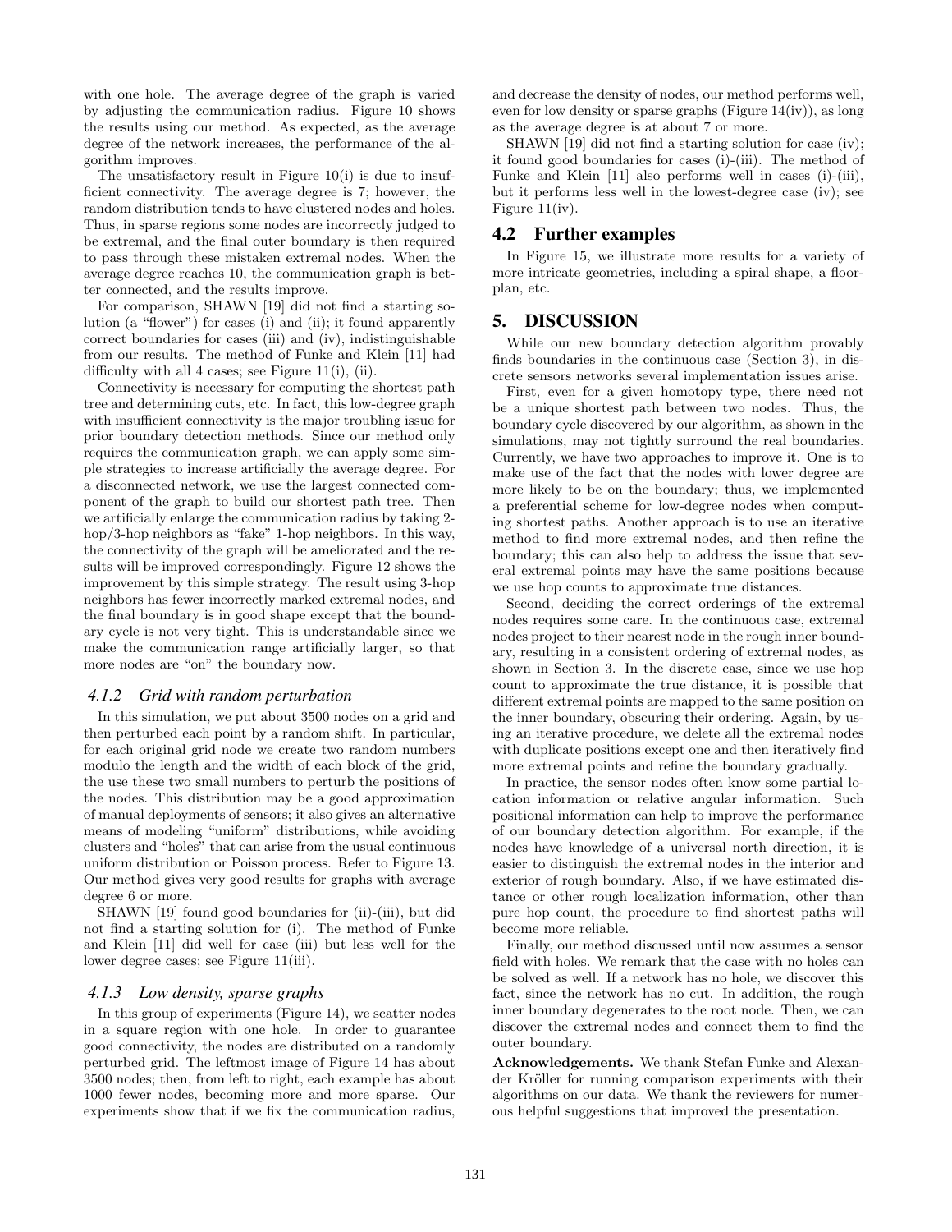with one hole. The average degree of the graph is varied by adjusting the communication radius. Figure 10 shows the results using our method. As expected, as the average degree of the network increases, the performance of the algorithm improves.

The unsatisfactory result in Figure 10(i) is due to insufficient connectivity. The average degree is 7; however, the random distribution tends to have clustered nodes and holes. Thus, in sparse regions some nodes are incorrectly judged to be extremal, and the final outer boundary is then required to pass through these mistaken extremal nodes. When the average degree reaches 10, the communication graph is better connected, and the results improve.

For comparison, SHAWN [19] did not find a starting solution (a "flower") for cases (i) and (ii); it found apparently correct boundaries for cases (iii) and (iv), indistinguishable from our results. The method of Funke and Klein [11] had difficulty with all 4 cases; see Figure 11(i), (ii).

Connectivity is necessary for computing the shortest path tree and determining cuts, etc. In fact, this low-degree graph with insufficient connectivity is the major troubling issue for prior boundary detection methods. Since our method only requires the communication graph, we can apply some simple strategies to increase artificially the average degree. For a disconnected network, we use the largest connected component of the graph to build our shortest path tree. Then we artificially enlarge the communication radius by taking 2-hop/3-hop neighbors as "fake" 1-hop neighbors. In this way, the connectivity of the graph will be ameliorated and the results will be improved correspondingly. Figure 12 shows the improvement by this simple strategy. The result using 3-hop neighbors has fewer incorrectly marked extremal nodes, and the final boundary is in good shape except that the boundary cycle is not very tight. This is understandable since we make the communication range artificially larger, so that more nodes are "on" the boundary now.

#### 4.1.2 Grid with random perturbation

In this simulation, we put about 3500 nodes on a grid and then perturbed each point by a random shift. In particular, for each original grid node we create two random numbers modulo the length and the width of each block of the grid, the use these two small numbers to perturb the positions of the nodes. This distribution may be a good approximation of manual deployments of sensors; it also gives an alternative means of modeling "uniform" distributions, while avoiding clusters and "holes" that can arise from the usual continuous uniform distribution or Poisson process. Refer to Figure 13. Our method gives very good results for graphs with average degree 6 or more.

SHAWN [19] found good boundaries for (ii)-(iii), but did not find a starting solution for (i). The method of Funke and Klein [11] did well for case (iii) but less well for the lower degree cases; see Figure 11(iii).

#### 4.1.3 Low density, sparse graphs

In this group of experiments (Figure 14), we scatter nodes in a square region with one hole. In order to guarantee good connectivity, the nodes are distributed on a randomly perturbed grid. The leftmost image of Figure 14 has about 3500 nodes; then, from left to right, each example has about 1000 fewer nodes, becoming more and more sparse. Our experiments show that if we fix the communication radius, and decrease the density of nodes, our method performs well, even for low density or sparse graphs (Figure 14(iv)), as long as the average degree is at about 7 or more.

SHAWN [19] did not find a starting solution for case (iv); it found good boundaries for cases (i)-(iii). The method of Funke and Klein [11] also performs well in cases (i)-(iii), but it performs less well in the lowest-degree case (iv); see Figure 11(iv).

### 4.2 Further examples

In Figure 15, we illustrate more results for a variety of more intricate geometries, including a spiral shape, a floorplan, etc.

## 5. DISCUSSION

While our new boundary detection algorithm provably finds boundaries in the continuous case (Section 3), in discrete sensors networks several implementation issues arise.

First, even for a given homotopy type, there need not be a unique shortest path between two nodes. Thus, the boundary cycle discovered by our algorithm, as shown in the simulations, may not tightly surround the real boundaries. Currently, we have two approaches to improve it. One is to make use of the fact that the nodes with lower degree are more likely to be on the boundary; thus, we implemented a preferential scheme for low-degree nodes when computing shortest paths. Another approach is to use an iterative method to find more extremal nodes, and then refine the boundary; this can also help to address the issue that several extremal points may have the same positions because we use hop counts to approximate true distances.

Second, deciding the correct orderings of the extremal nodes requires some care. In the continuous case, extremal nodes project to their nearest node in the rough inner boundary, resulting in a consistent ordering of extremal nodes, as shown in Section 3. In the discrete case, since we use hop count to approximate the true distance, it is possible that different extremal points are mapped to the same position on the inner boundary, obscuring their ordering. Again, by using an iterative procedure, we delete all the extremal nodes with duplicate positions except one and then iteratively find more extremal points and refine the boundary gradually.

In practice, the sensor nodes often know some partial location information or relative angular information. Such positional information can help to improve the performance of our boundary detection algorithm. For example, if the nodes have knowledge of a universal north direction, it is easier to distinguish the extremal nodes in the interior and exterior of rough boundary. Also, if we have estimated distance or other rough localization information, other than pure hop count, the procedure to find shortest paths will become more reliable.

Finally, our method discussed until now assumes a sensor field with holes. We remark that the case with no holes can be solved as well. If a network has no hole, we discover this fact, since the network has no cut. In addition, the rough inner boundary degenerates to the root node. Then, we can discover the extremal nodes and connect them to find the outer boundary.

**Acknowledgements.** We thank Stefan Funke and Alexander Kröller for running comparison experiments with their algorithms on our data. We thank the reviewers for numerous helpful suggestions that improved the presentation.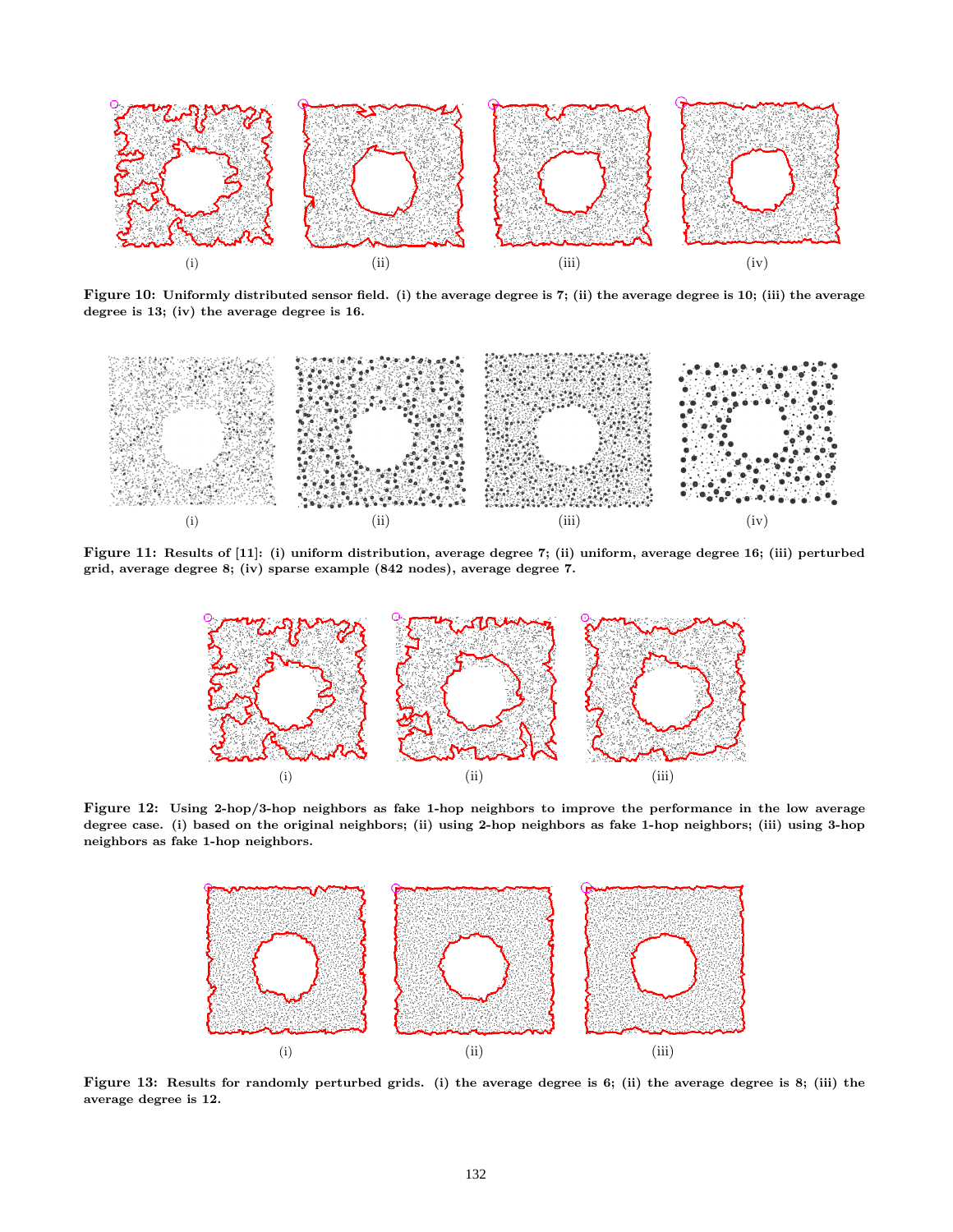(i) (ii) (iii) (iv)

**Figure 10: Uniformly distributed sensor field. (i) the average degree is 7; (ii) the average degree is 10; (iii) the average degree is 13; (iv) the average degree is 16.**

(i) (ii) (iii) (iv)

**Figure 11: Results of [11]: (i) uniform distribution, average degree 7; (ii) uniform, average degree 16; (iii) perturbed grid, average degree 8; (iv) sparse example (842 nodes), average degree 7.**

(i) (ii) (iii)

**Figure 12: Using 2-hop/3-hop neighbors as fake 1-hop neighbors to improve the performance in the low average degree case. (i) based on the original neighbors; (ii) using 2-hop neighbors as fake 1-hop neighbors; (iii) using 3-hop neighbors as fake 1-hop neighbors.**

(i) (ii) (iii)

**Figure 13: Results for randomly perturbed grids. (i) the average degree is 6; (ii) the average degree is 8; (iii) the average degree is 12.**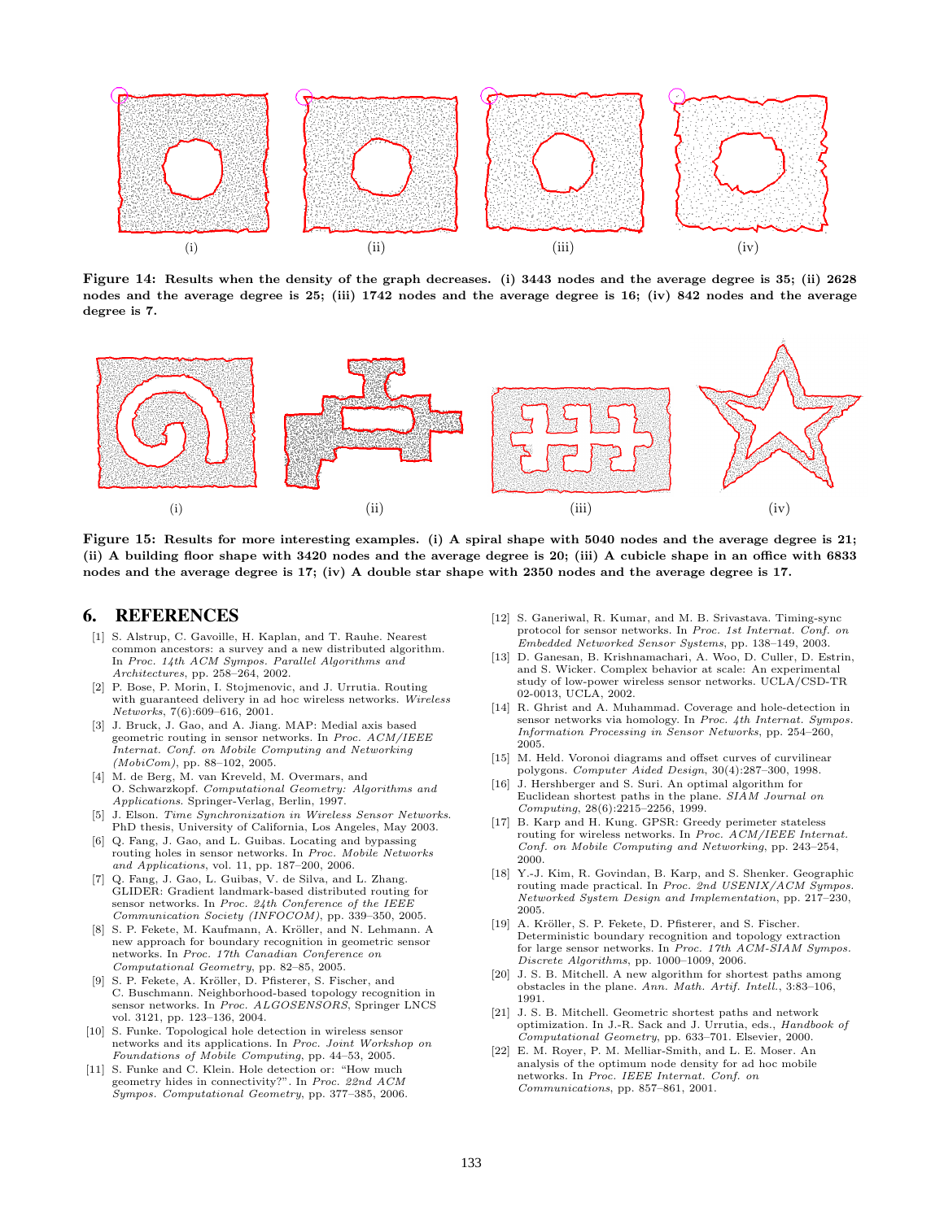(i) (ii) (iii) (iv)

**Figure 14: Results when the density of the graph decreases. (i) 3443 nodes and the average degree is 35; (ii) 2628 nodes and the average degree is 25; (iii) 1742 nodes and the average degree is 16; (iv) 842 nodes and the average degree is 7.**

(i) (ii) (iii) (iv)

**Figure 15: Results for more interesting examples. (i) A spiral shape with 5040 nodes and the average degree is 21; (ii) A building floor shape with 3420 nodes and the average degree is 20; (iii) A cubicle shape in an office with 6833 nodes and the average degree is 17; (iv) A double star shape with 2350 nodes and the average degree is 17.**

## 6. REFERENCES

[1] S. Alstrup, C. Gavoille, H. Kaplan, and T. Rauhe. Nearest common ancestors: a survey and a new distributed algorithm. In *Proc. 14th ACM Sympos. Parallel Algorithms and Architectures*, pp. 258–264, 2002.

[2] P. Bose, P. Morin, I. Stojmenovic, and J. Urrutia. Routing with guaranteed delivery in ad hoc wireless networks. *Wireless Networks*, 7(6):609–616, 2001.

[3] J. Bruck, J. Gao, and A. Jiang. MAP: Medial axis based geometric routing in sensor networks. In *Proc. ACM/IEEE Internat. Conf. on Mobile Computing and Networking (MobiCom)*, pp. 88–102, 2005.

[4] M. de Berg, M. van Kreveld, M. Overmars, and O. Schwarzkopf. *Computational Geometry: Algorithms and Applications*. Springer-Verlag, Berlin, 1997.

[5] J. Elson. *Time Synchronization in Wireless Sensor Networks*. PhD thesis, University of California, Los Angeles, May 2003.

[6] Q. Fang, J. Gao, and L. Guibas. Locating and bypassing routing holes in sensor networks. In *Proc. Mobile Networks and Applications*, vol. 11, pp. 187–200, 2006.

[7] Q. Fang, J. Gao, L. Guibas, V. de Silva, and L. Zhang. GLIDER: Gradient landmark-based distributed routing for sensor networks. In *Proc. 24th Conference of the IEEE Communication Society (INFOCOM)*, pp. 339–350, 2005.

[8] S. P. Fekete, M. Kaufmann, A. Kröller, and N. Lehmann. A new approach for boundary recognition in geometric sensor networks. In *Proc. 17th Canadian Conference on Computational Geometry*, pp. 82–85, 2005.

[9] S. P. Fekete, A. Kröller, D. Pfisterer, S. Fischer, and C. Buschmann. Neighborhood-based topology recognition in sensor networks. In *Proc. ALGOSENSORS*, Springer LNCS vol. 3121, pp. 123–136, 2004.

[10] S. Funke. Topological hole detection in wireless sensor networks and its applications. In *Proc. Joint Workshop on Foundations of Mobile Computing*, pp. 44–53, 2005.

[11] S. Funke and C. Klein. Hole detection or: "How much geometry hides in connectivity?". In *Proc. 22nd ACM Sympos. Computational Geometry*, pp. 377–385, 2006.

[12] S. Ganeriwal, R. Kumar, and M. B. Srivastava. Timing-sync protocol for sensor networks. In *Proc. 1st Internat. Conf. on Embedded Networked Sensor Systems*, pp. 138–149, 2003.

[13] D. Ganesan, B. Krishnamachari, A. Woo, D. Culler, D. Estrin, and S. Wicker. Complex behavior at scale: An experimental study of low-power wireless sensor networks. UCLA/CSD-TR 02-0013, UCLA, 2002.

[14] R. Ghrist and A. Muhammad. Coverage and hole-detection in sensor networks via homology. In *Proc. 4th Internat. Sympos. Information Processing in Sensor Networks*, pp. 254–260, 2005.

[15] M. Held. Voronoi diagrams and offset curves of curvilinear polygons. *Computer Aided Design*, 30(4):287–300, 1998.

[16] J. Hershberger and S. Suri. An optimal algorithm for Euclidean shortest paths in the plane. *SIAM Journal on Computing*, 28(6):2215–2256, 1999.

[17] B. Karp and H. Kung. GPSR: Greedy perimeter stateless routing for wireless networks. In *Proc. ACM/IEEE Internat. Conf. on Mobile Computing and Networking*, pp. 243–254, 2000.

[18] Y.-J. Kim, R. Govindan, B. Karp, and S. Shenker. Geographic routing made practical. In *Proc. 2nd USENIX/ACM Sympos. Networked System Design and Implementation*, pp. 217–230, 2005.

[19] A. Kröller, S. P. Fekete, D. Pfisterer, and S. Fischer. Deterministic boundary recognition and topology extraction for large sensor networks. In *Proc. 17th ACM-SIAM Sympos. Discrete Algorithms*, pp. 1000–1009, 2006.

[20] J. S. B. Mitchell. A new algorithm for shortest paths among obstacles in the plane. *Ann. Math. Artif. Intell.*, 3:83–106, 1991.

[21] J. S. B. Mitchell. Geometric shortest paths and network optimization. In J.-R. Sack and J. Urrutia, eds., *Handbook of Computational Geometry*, pp. 633–701. Elsevier, 2000.

[22] E. M. Royer, P. M. Melliar-Smith, and L. E. Moser. An analysis of the optimum node density for ad hoc mobile networks. In *Proc. IEEE Internat. Conf. on Communications*, pp. 857–861, 2001.